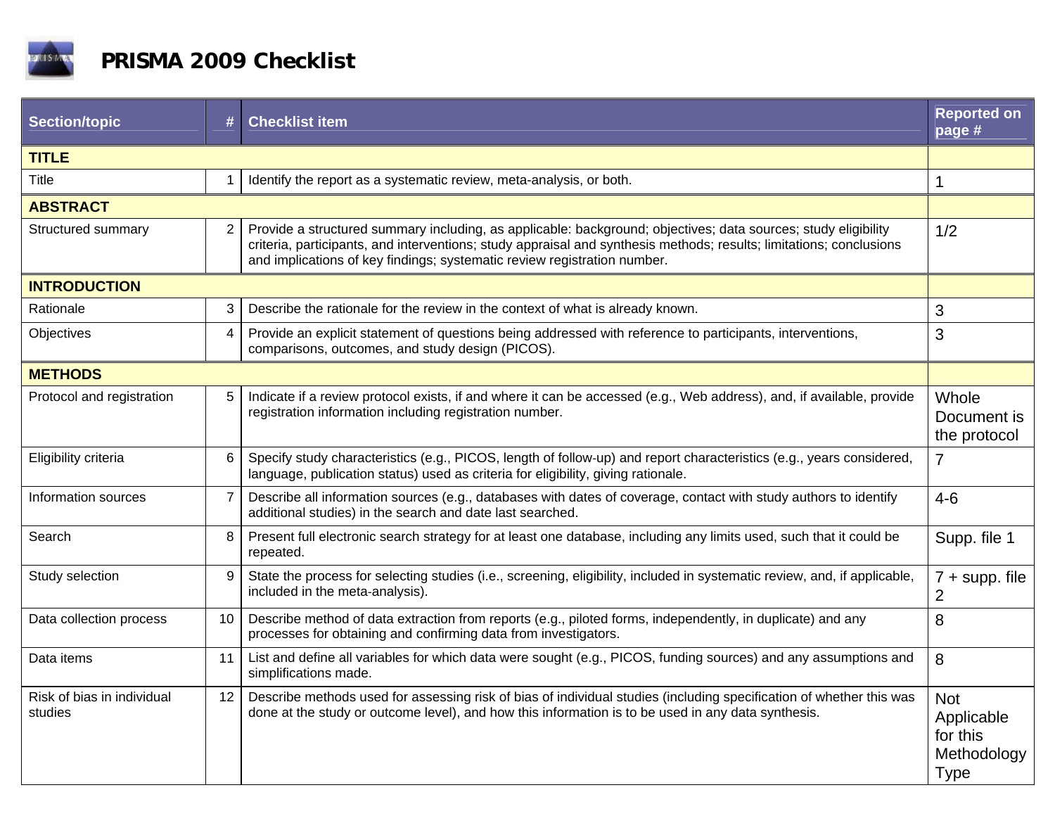# PRISMA 2009 Checklist

| Section/topic | # | Checklist item | Reported on page # |
|---|---|---|---|
| **TITLE** | | | |
| Title | 1 | Identify the report as a systematic review, meta-analysis, or both. | 1 |
| **ABSTRACT** | | | |
| Structured summary | 2 | Provide a structured summary including, as applicable: background; objectives; data sources; study eligibility criteria, participants, and interventions; study appraisal and synthesis methods; results; limitations; conclusions and implications of key findings; systematic review registration number. | 1/2 |
| **INTRODUCTION** | | | |
| Rationale | 3 | Describe the rationale for the review in the context of what is already known. | 3 |
| Objectives | 4 | Provide an explicit statement of questions being addressed with reference to participants, interventions, comparisons, outcomes, and study design (PICOS). | 3 |
| **METHODS** | | | |
| Protocol and registration | 5 | Indicate if a review protocol exists, if and where it can be accessed (e.g., Web address), and, if available, provide registration information including registration number. | Whole Document is the protocol |
| Eligibility criteria | 6 | Specify study characteristics (e.g., PICOS, length of follow-up) and report characteristics (e.g., years considered, language, publication status) used as criteria for eligibility, giving rationale. | 7 |
| Information sources | 7 | Describe all information sources (e.g., databases with dates of coverage, contact with study authors to identify additional studies) in the search and date last searched. | 4-6 |
| Search | 8 | Present full electronic search strategy for at least one database, including any limits used, such that it could be repeated. | Supp. file 1 |
| Study selection | 9 | State the process for selecting studies (i.e., screening, eligibility, included in systematic review, and, if applicable, included in the meta-analysis). | 7 + supp. file 2 |
| Data collection process | 10 | Describe method of data extraction from reports (e.g., piloted forms, independently, in duplicate) and any processes for obtaining and confirming data from investigators. | 8 |
| Data items | 11 | List and define all variables for which data were sought (e.g., PICOS, funding sources) and any assumptions and simplifications made. | 8 |
| Risk of bias in individual studies | 12 | Describe methods used for assessing risk of bias of individual studies (including specification of whether this was done at the study or outcome level), and how this information is to be used in any data synthesis. | Not Applicable for this Methodology Type |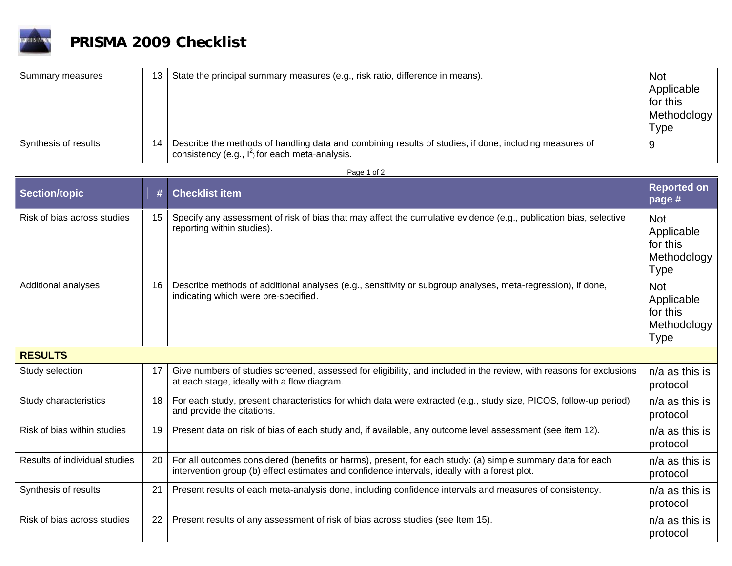# PRISMA 2009 Checklist

| Section/topic | # | Checklist item | Reported on page # |
|---|---|---|---|
| Summary measures | 13 | State the principal summary measures (e.g., risk ratio, difference in means). | Not Applicable for this Methodology Type |
| Synthesis of results | 14 | Describe the methods of handling data and combining results of studies, if done, including measures of consistency (e.g., $I^2$) for each meta-analysis. | 9 |
| Risk of bias across studies | 15 | Specify any assessment of risk of bias that may affect the cumulative evidence (e.g., publication bias, selective reporting within studies). | Not Applicable for this Methodology Type |
| Additional analyses | 16 | Describe methods of additional analyses (e.g., sensitivity or subgroup analyses, meta-regression), if done, indicating which were pre-specified. | Not Applicable for this Methodology Type |
| **RESULTS** | | | |
| Study selection | 17 | Give numbers of studies screened, assessed for eligibility, and included in the review, with reasons for exclusions at each stage, ideally with a flow diagram. | n/a as this is protocol |
| Study characteristics | 18 | For each study, present characteristics for which data were extracted (e.g., study size, PICOS, follow-up period) and provide the citations. | n/a as this is protocol |
| Risk of bias within studies | 19 | Present data on risk of bias of each study and, if available, any outcome level assessment (see item 12). | n/a as this is protocol |
| Results of individual studies | 20 | For all outcomes considered (benefits or harms), present, for each study: (a) simple summary data for each intervention group (b) effect estimates and confidence intervals, ideally with a forest plot. | n/a as this is protocol |
| Synthesis of results | 21 | Present results of each meta-analysis done, including confidence intervals and measures of consistency. | n/a as this is protocol |
| Risk of bias across studies | 22 | Present results of any assessment of risk of bias across studies (see Item 15). | n/a as this is protocol |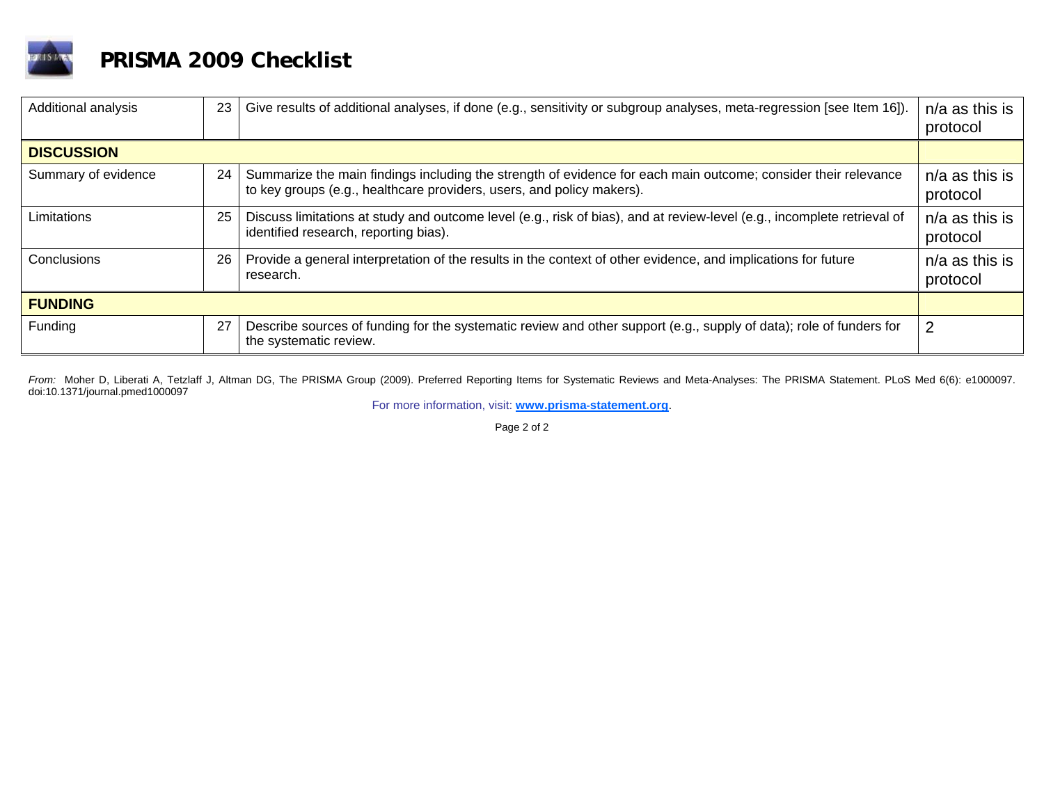# PRISMA 2009 Checklist

| | | | |
|---|---|---|---|
| Additional analysis | 23 | Give results of additional analyses, if done (e.g., sensitivity or subgroup analyses, meta-regression [see Item 16]). | n/a as this is protocol |
| **DISCUSSION** | | | |
| Summary of evidence | 24 | Summarize the main findings including the strength of evidence for each main outcome; consider their relevance to key groups (e.g., healthcare providers, users, and policy makers). | n/a as this is protocol |
| Limitations | 25 | Discuss limitations at study and outcome level (e.g., risk of bias), and at review-level (e.g., incomplete retrieval of identified research, reporting bias). | n/a as this is protocol |
| Conclusions | 26 | Provide a general interpretation of the results in the context of other evidence, and implications for future research. | n/a as this is protocol |
| **FUNDING** | | | |
| Funding | 27 | Describe sources of funding for the systematic review and other support (e.g., supply of data); role of funders for the systematic review. | 2 |

*From:* Moher D, Liberati A, Tetzlaff J, Altman DG, The PRISMA Group (2009). Preferred Reporting Items for Systematic Reviews and Meta-Analyses: The PRISMA Statement. PLoS Med 6(6): e1000097. doi:10.1371/journal.pmed1000097

For more information, visit: **www.prisma-statement.org**.